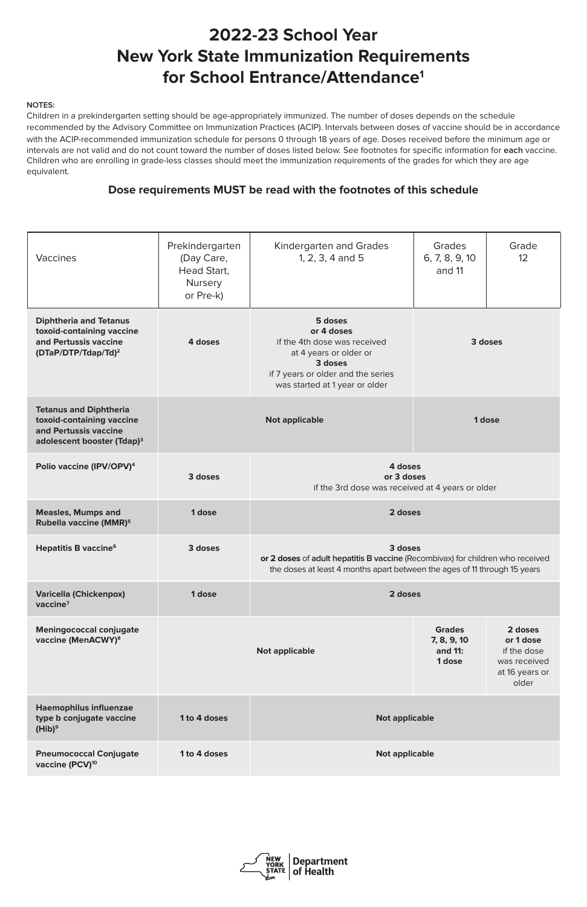# 2022-23 School Year New York State Immunization Requirements for School Entrance/Attendance[1]

**NOTES:**

Children in a prekindergarten setting should be age-appropriately immunized. The number of doses depends on the schedule recommended by the Advisory Committee on Immunization Practices (ACIP). Intervals between doses of vaccine should be in accordance with the ACIP-recommended immunization schedule for persons 0 through 18 years of age. Doses received before the minimum age or intervals are not valid and do not count toward the number of doses listed below. See footnotes for specific information for **each** vaccine. Children who are enrolling in grade-less classes should meet the immunization requirements of the grades for which they are age equivalent.

### Dose requirements MUST be read with the footnotes of this schedule

| Vaccines | Prekindergarten (Day Care, Head Start, Nursery or Pre-k) | Kindergarten and Grades 1, 2, 3, 4 and 5 | Grades 6, 7, 8, 9, 10 and 11 | Grade 12 |
|---|---|---|---|---|
| **Diphtheria and Tetanus toxoid-containing vaccine and Pertussis vaccine (DTaP/DTP/Tdap/Td)[2]** | **4 doses** | **5 doses** **or 4 doses** if the 4th dose was received at 4 years or older or **3 doses** if 7 years or older and the series was started at 1 year or older | **3 doses** | |
| **Tetanus and Diphtheria toxoid-containing vaccine and Pertussis vaccine adolescent booster (Tdap)[3]** | **Not applicable** | | **1 dose** | |
| **Polio vaccine (IPV/OPV)[4]** | **3 doses** | **4 doses** **or 3 doses** if the 3rd dose was received at 4 years or older | | |
| **Measles, Mumps and Rubella vaccine (MMR)[5]** | **1 dose** | **2 doses** | | |
| **Hepatitis B vaccine[6]** | **3 doses** | **3 doses** **or 2 doses** of **adult hepatitis B vaccine** (Recombivax) for children who received the doses at least 4 months apart between the ages of 11 through 15 years | | |
| **Varicella (Chickenpox) vaccine[7]** | **1 dose** | **2 doses** | | |
| **Meningococcal conjugate vaccine (MenACWY)[8]** | **Not applicable** | | **Grades 7, 8, 9, 10 and 11: 1 dose** | **2 doses** **or 1 dose** if the dose was received at 16 years or older |
| **Haemophilus influenzae type b conjugate vaccine (Hib)[9]** | **1 to 4 doses** | **Not applicable** | | |
| **Pneumococcal Conjugate vaccine (PCV)[10]** | **1 to 4 doses** | **Not applicable** | | |

New York State Department of Health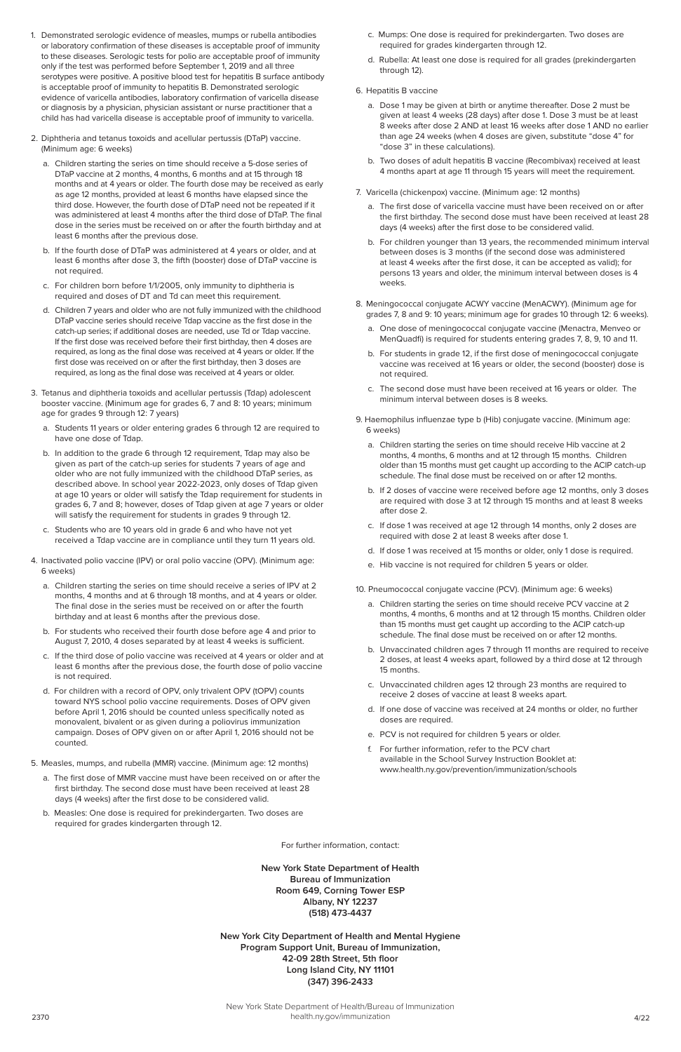1. Demonstrated serologic evidence of measles, mumps or rubella antibodies or laboratory confirmation of these diseases is acceptable proof of immunity to these diseases. Serologic tests for polio are acceptable proof of immunity only if the test was performed before September 1, 2019 and all three serotypes were positive. A positive blood test for hepatitis B surface antibody is acceptable proof of immunity to hepatitis B. Demonstrated serologic evidence of varicella antibodies, laboratory confirmation of varicella disease or diagnosis by a physician, physician assistant or nurse practitioner that a child has had varicella disease is acceptable proof of immunity to varicella.

2. Diphtheria and tetanus toxoids and acellular pertussis (DTaP) vaccine. (Minimum age: 6 weeks)
   a. Children starting the series on time should receive a 5-dose series of DTaP vaccine at 2 months, 4 months, 6 months and at 15 through 18 months and at 4 years or older. The fourth dose may be received as early as age 12 months, provided at least 6 months have elapsed since the third dose. However, the fourth dose of DTaP need not be repeated if it was administered at least 4 months after the third dose of DTaP. The final dose in the series must be received on or after the fourth birthday and at least 6 months after the previous dose.
   b. If the fourth dose of DTaP was administered at 4 years or older, and at least 6 months after dose 3, the fifth (booster) dose of DTaP vaccine is not required.
   c. For children born before 1/1/2005, only immunity to diphtheria is required and doses of DT and Td can meet this requirement.
   d. Children 7 years and older who are not fully immunized with the childhood DTaP vaccine series should receive Tdap vaccine as the first dose in the catch-up series; if additional doses are needed, use Td or Tdap vaccine. If the first dose was received before their first birthday, then 4 doses are required, as long as the final dose was received at 4 years or older. If the first dose was received on or after the first birthday, then 3 doses are required, as long as the final dose was received at 4 years or older.

3. Tetanus and diphtheria toxoids and acellular pertussis (Tdap) adolescent booster vaccine. (Minimum age for grades 6, 7 and 8: 10 years; minimum age for grades 9 through 12: 7 years)
   a. Students 11 years or older entering grades 6 through 12 are required to have one dose of Tdap.
   b. In addition to the grade 6 through 12 requirement, Tdap may also be given as part of the catch-up series for students 7 years of age and older who are not fully immunized with the childhood DTaP series, as described above. In school year 2022-2023, only doses of Tdap given at age 10 years or older will satisfy the Tdap requirement for students in grades 6, 7 and 8; however, doses of Tdap given at age 7 years or older will satisfy the requirement for students in grades 9 through 12.
   c. Students who are 10 years old in grade 6 and who have not yet received a Tdap vaccine are in compliance until they turn 11 years old.

4. Inactivated polio vaccine (IPV) or oral polio vaccine (OPV). (Minimum age: 6 weeks)
   a. Children starting the series on time should receive a series of IPV at 2 months, 4 months and at 6 through 18 months, and at 4 years or older. The final dose in the series must be received on or after the fourth birthday and at least 6 months after the previous dose.
   b. For students who received their fourth dose before age 4 and prior to August 7, 2010, 4 doses separated by at least 4 weeks is sufficient.
   c. If the third dose of polio vaccine was received at 4 years or older and at least 6 months after the previous dose, the fourth dose of polio vaccine is not required.
   d. For children with a record of OPV, only trivalent OPV (tOPV) counts toward NYS school polio vaccine requirements. Doses of OPV given before April 1, 2016 should be counted unless specifically noted as monovalent, bivalent or as given during a poliovirus immunization campaign. Doses of OPV given on or after April 1, 2016 should not be counted.

5. Measles, mumps, and rubella (MMR) vaccine. (Minimum age: 12 months)
   a. The first dose of MMR vaccine must have been received on or after the first birthday. The second dose must have been received at least 28 days (4 weeks) after the first dose to be considered valid.
   b. Measles: One dose is required for prekindergarten. Two doses are required for grades kindergarten through 12.
   c. Mumps: One dose is required for prekindergarten. Two doses are required for grades kindergarten through 12.
   d. Rubella: At least one dose is required for all grades (prekindergarten through 12).

6. Hepatitis B vaccine
   a. Dose 1 may be given at birth or anytime thereafter. Dose 2 must be given at least 4 weeks (28 days) after dose 1. Dose 3 must be at least 8 weeks after dose 2 AND at least 16 weeks after dose 1 AND no earlier than age 24 weeks (when 4 doses are given, substitute "dose 4" for "dose 3" in these calculations).
   b. Two doses of adult hepatitis B vaccine (Recombivax) received at least 4 months apart at age 11 through 15 years will meet the requirement.

7. Varicella (chickenpox) vaccine. (Minimum age: 12 months)
   a. The first dose of varicella vaccine must have been received on or after the first birthday. The second dose must have been received at least 28 days (4 weeks) after the first dose to be considered valid.
   b. For children younger than 13 years, the recommended minimum interval between doses is 3 months (if the second dose was administered at least 4 weeks after the first dose, it can be accepted as valid); for persons 13 years and older, the minimum interval between doses is 4 weeks.

8. Meningococcal conjugate ACWY vaccine (MenACWY). (Minimum age for grades 7, 8 and 9: 10 years; minimum age for grades 10 through 12: 6 weeks).
   a. One dose of meningococcal conjugate vaccine (Menactra, Menveo or MenQuadfi) is required for students entering grades 7, 8, 9, 10 and 11.
   b. For students in grade 12, if the first dose of meningococcal conjugate vaccine was received at 16 years or older, the second (booster) dose is not required.
   c. The second dose must have been received at 16 years or older. The minimum interval between doses is 8 weeks.

9. Haemophilus influenzae type b (Hib) conjugate vaccine. (Minimum age: 6 weeks)
   a. Children starting the series on time should receive Hib vaccine at 2 months, 4 months, 6 months and at 12 through 15 months. Children older than 15 months must get caught up according to the ACIP catch-up schedule. The final dose must be received on or after 12 months.
   b. If 2 doses of vaccine were received before age 12 months, only 3 doses are required with dose 3 at 12 through 15 months and at least 8 weeks after dose 2.
   c. If dose 1 was received at age 12 through 14 months, only 2 doses are required with dose 2 at least 8 weeks after dose 1.
   d. If dose 1 was received at 15 months or older, only 1 dose is required.
   e. Hib vaccine is not required for children 5 years or older.

10. Pneumococcal conjugate vaccine (PCV). (Minimum age: 6 weeks)
    a. Children starting the series on time should receive PCV vaccine at 2 months, 4 months, 6 months and at 12 through 15 months. Children older than 15 months must get caught up according to the ACIP catch-up schedule. The final dose must be received on or after 12 months.
    b. Unvaccinated children ages 7 through 11 months are required to receive 2 doses, at least 4 weeks apart, followed by a third dose at 12 through 15 months.
    c. Unvaccinated children ages 12 through 23 months are required to receive 2 doses of vaccine at least 8 weeks apart.
    d. If one dose of vaccine was received at 24 months or older, no further doses are required.
    e. PCV is not required for children 5 years or older.
    f. For further information, refer to the PCV chart available in the School Survey Instruction Booklet at: www.health.ny.gov/prevention/immunization/schools

For further information, contact:

**New York State Department of Health**
**Bureau of Immunization**
**Room 649, Corning Tower ESP**
**Albany, NY 12237**
**(518) 473-4437**

**New York City Department of Health and Mental Hygiene**
**Program Support Unit, Bureau of Immunization,**
**42-09 28th Street, 5th floor**
**Long Island City, NY 11101**
**(347) 396-2433**

New York State Department of Health/Bureau of Immunization
health.ny.gov/immunization

2370 4/22